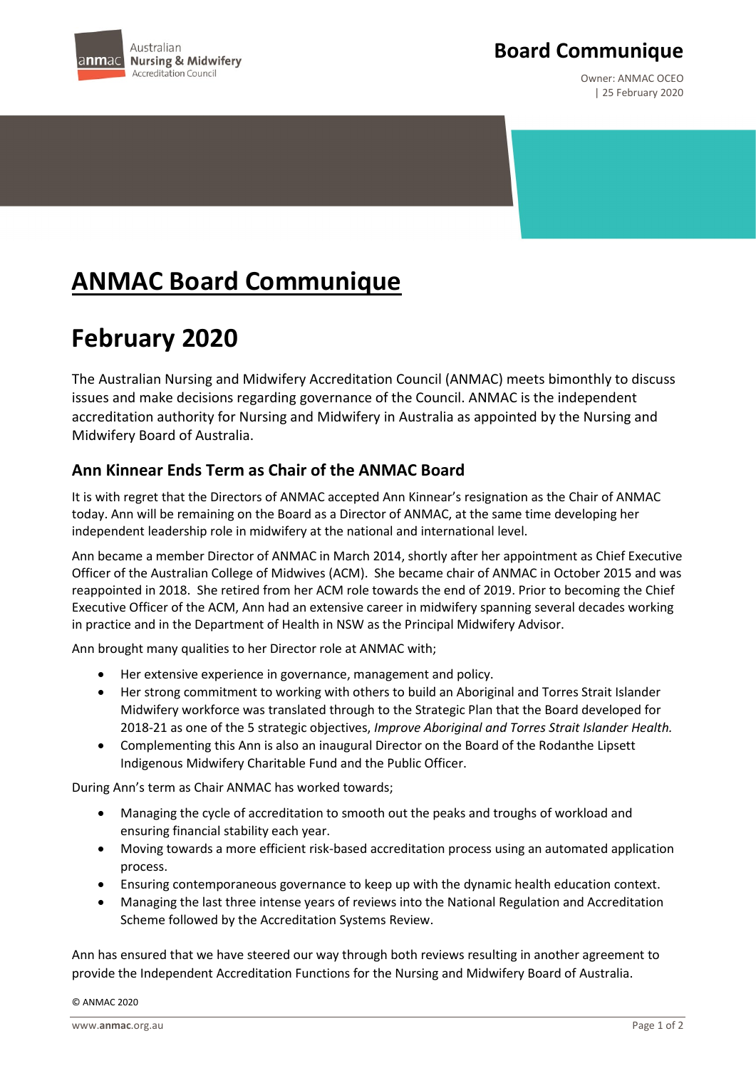# ANMAC Board Communique

# February 2020

The Australian Nursing and Midwifery Accreditation Council (ANMAC) meets bimonthly to discuss issues and make decisions regarding governance of the Council. ANMAC is the independent accreditation authority for Nursing and Midwifery in Australia as appointed by the Nursing and Midwifery Board of Australia.

## Ann Kinnear Ends Term as Chair of the ANMAC Board

It is with regret that the Directors of ANMAC accepted Ann Kinnear's resignation as the Chair of ANMAC today. Ann will be remaining on the Board as a Director of ANMAC, at the same time developing her independent leadership role in midwifery at the national and international level.

Ann became a member Director of ANMAC in March 2014, shortly after her appointment as Chief Executive Officer of the Australian College of Midwives (ACM). She became chair of ANMAC in October 2015 and was reappointed in 2018. She retired from her ACM role towards the end of 2019. Prior to becoming the Chief Executive Officer of the ACM, Ann had an extensive career in midwifery spanning several decades working in practice and in the Department of Health in NSW as the Principal Midwifery Advisor.

Ann brought many qualities to her Director role at ANMAC with;

- Her extensive experience in governance, management and policy.
- Her strong commitment to working with others to build an Aboriginal and Torres Strait Islander Midwifery workforce was translated through to the Strategic Plan that the Board developed for 2018-21 as one of the 5 strategic objectives, *Improve Aboriginal and Torres Strait Islander Health.*
- Complementing this Ann is also an inaugural Director on the Board of the Rodanthe Lipsett Indigenous Midwifery Charitable Fund and the Public Officer.

During Ann's term as Chair ANMAC has worked towards;

- Managing the cycle of accreditation to smooth out the peaks and troughs of workload and ensuring financial stability each year.
- Moving towards a more efficient risk-based accreditation process using an automated application process.
- Ensuring contemporaneous governance to keep up with the dynamic health education context.
- Managing the last three intense years of reviews into the National Regulation and Accreditation Scheme followed by the Accreditation Systems Review.

Ann has ensured that we have steered our way through both reviews resulting in another agreement to provide the Independent Accreditation Functions for the Nursing and Midwifery Board of Australia.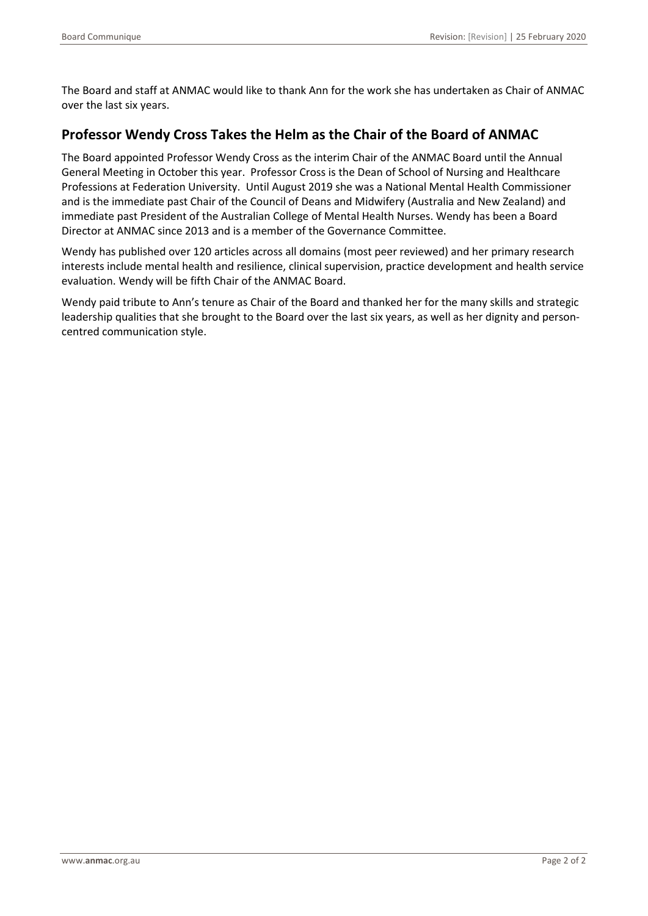The Board and staff at ANMAC would like to thank Ann for the work she has undertaken as Chair of ANMAC over the last six years.

## Professor Wendy Cross Takes the Helm as the Chair of the Board of ANMAC

The Board appointed Professor Wendy Cross as the interim Chair of the ANMAC Board until the Annual General Meeting in October this year. Professor Cross is the Dean of School of Nursing and Healthcare Professions at Federation University. Until August 2019 she was a National Mental Health Commissioner and is the immediate past Chair of the Council of Deans and Midwifery (Australia and New Zealand) and immediate past President of the Australian College of Mental Health Nurses. Wendy has been a Board Director at ANMAC since 2013 and is a member of the Governance Committee.

Wendy has published over 120 articles across all domains (most peer reviewed) and her primary research interests include mental health and resilience, clinical supervision, practice development and health service evaluation. Wendy will be fifth Chair of the ANMAC Board.

Wendy paid tribute to Ann's tenure as Chair of the Board and thanked her for the many skills and strategic leadership qualities that she brought to the Board over the last six years, as well as her dignity and person-centred communication style.